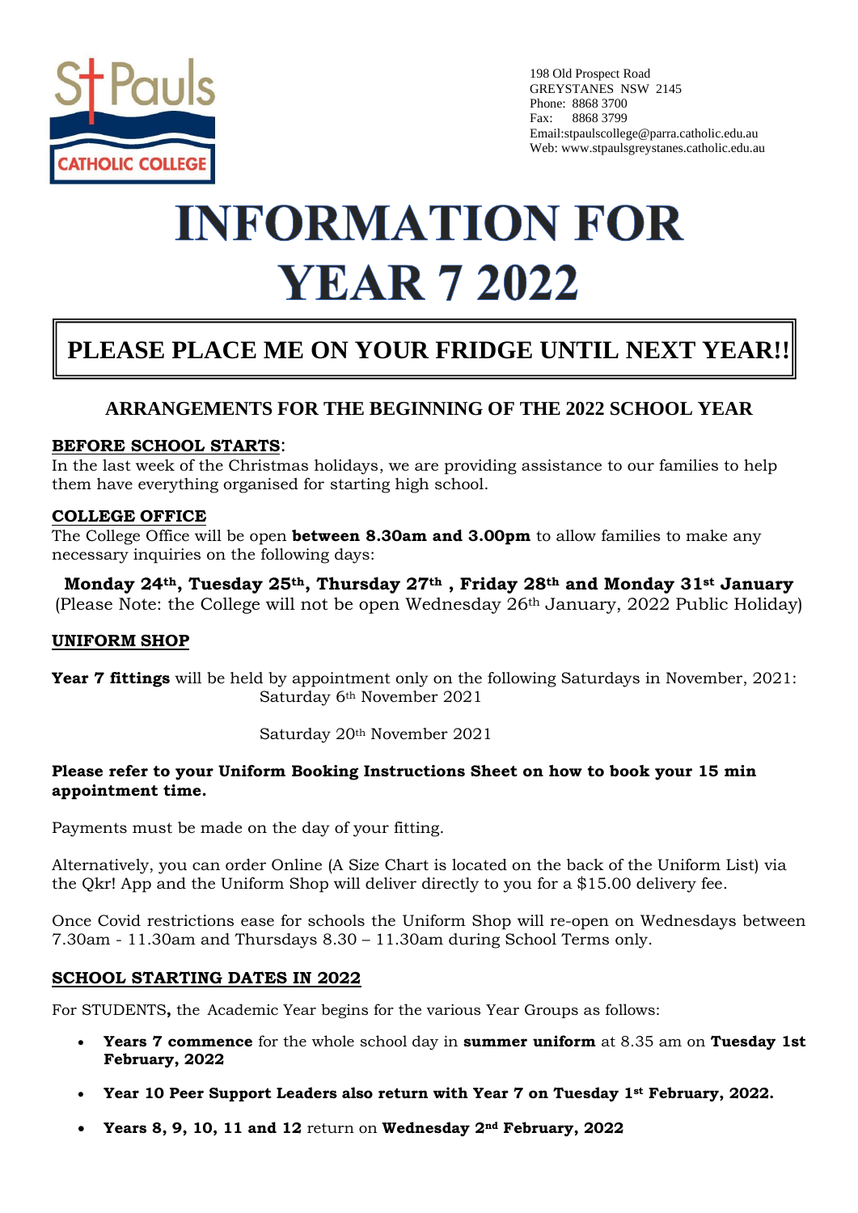St Pauls CATHOLIC COLLEGE

198 Old Prospect Road
GREYSTANES NSW 2145
Phone: 8868 3700
Fax: 8868 3799
Email:stpaulscollege@parra.catholic.edu.au
Web: www.stpaulsgreystanes.catholic.edu.au

# INFORMATION FOR YEAR 7 2022

## PLEASE PLACE ME ON YOUR FRIDGE UNTIL NEXT YEAR!!

### ARRANGEMENTS FOR THE BEGINNING OF THE 2022 SCHOOL YEAR

**BEFORE SCHOOL STARTS**:
In the last week of the Christmas holidays, we are providing assistance to our families to help them have everything organised for starting high school.

**COLLEGE OFFICE**
The College Office will be open **between 8.30am and 3.00pm** to allow families to make any necessary inquiries on the following days:

**Monday 24th, Tuesday 25th, Thursday 27th , Friday 28th and Monday 31st January**
(Please Note: the College will not be open Wednesday 26th January, 2022 Public Holiday)

**UNIFORM SHOP**

**Year 7 fittings** will be held by appointment only on the following Saturdays in November, 2021:
Saturday 6th November 2021

Saturday 20th November 2021

**Please refer to your Uniform Booking Instructions Sheet on how to book your 15 min appointment time.**

Payments must be made on the day of your fitting.

Alternatively, you can order Online (A Size Chart is located on the back of the Uniform List) via the Qkr! App and the Uniform Shop will deliver directly to you for a $15.00 delivery fee.

Once Covid restrictions ease for schools the Uniform Shop will re-open on Wednesdays between 7.30am - 11.30am and Thursdays 8.30 – 11.30am during School Terms only.

**SCHOOL STARTING DATES IN 2022**

For STUDENTS**,** the Academic Year begins for the various Year Groups as follows:

- **Years 7 commence** for the whole school day in **summer uniform** at 8.35 am on **Tuesday 1st February, 2022**
- **Year 10 Peer Support Leaders also return with Year 7 on Tuesday 1st February, 2022.**
- **Years 8, 9, 10, 11 and 12** return on **Wednesday 2nd February, 2022**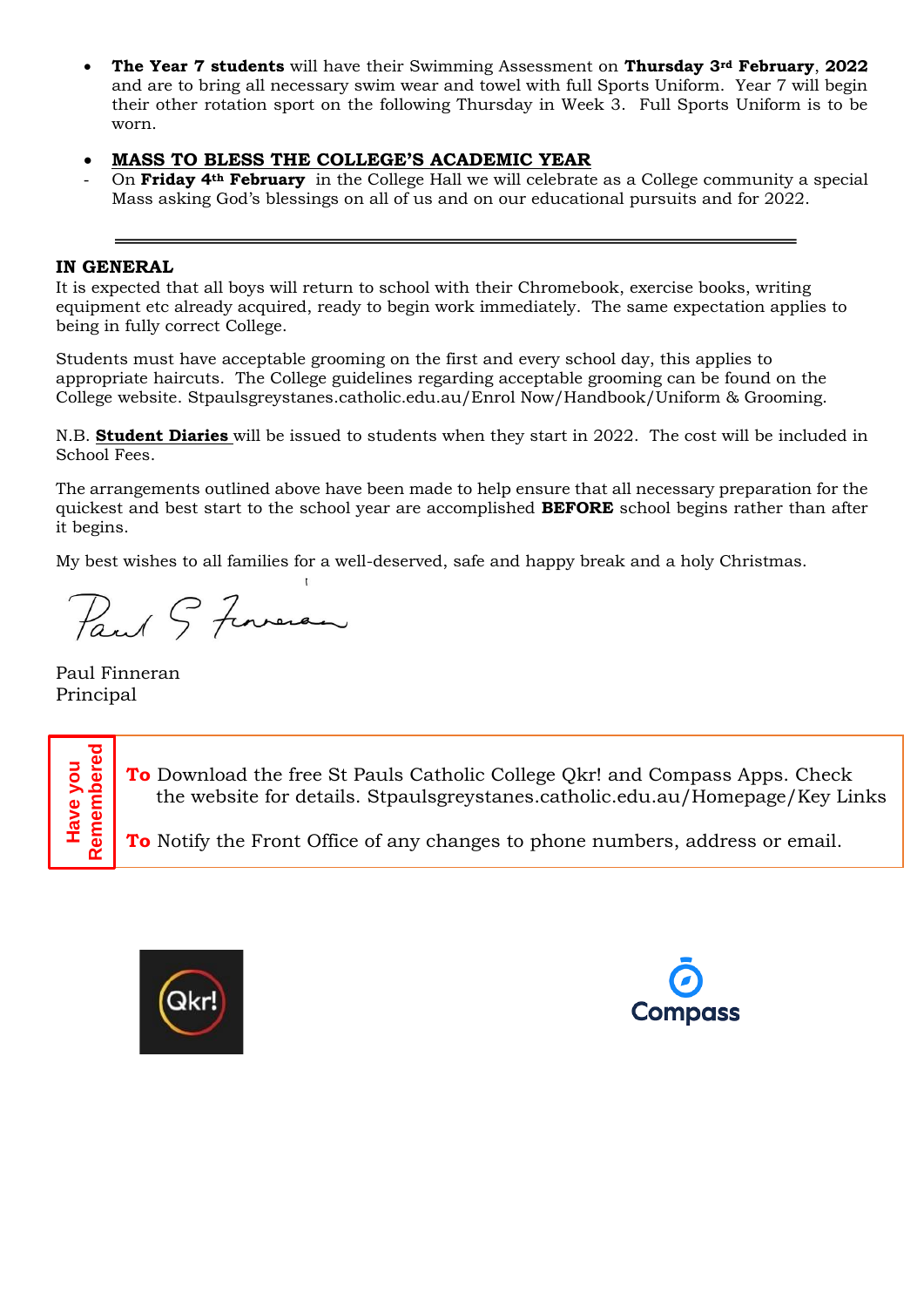- **The Year 7 students** will have their Swimming Assessment on **Thursday 3rd February**, **2022** and are to bring all necessary swim wear and towel with full Sports Uniform. Year 7 will begin their other rotation sport on the following Thursday in Week 3. Full Sports Uniform is to be worn.

- **MASS TO BLESS THE COLLEGE'S ACADEMIC YEAR**
  - On **Friday 4th February** in the College Hall we will celebrate as a College community a special Mass asking God's blessings on all of us and on our educational pursuits and for 2022.

---

**IN GENERAL**

It is expected that all boys will return to school with their Chromebook, exercise books, writing equipment etc already acquired, ready to begin work immediately. The same expectation applies to being in fully correct College.

Students must have acceptable grooming on the first and every school day, this applies to appropriate haircuts. The College guidelines regarding acceptable grooming can be found on the College website. Stpaulsgreystanes.catholic.edu.au/Enrol Now/Handbook/Uniform & Grooming.

N.B. **Student Diaries** will be issued to students when they start in 2022. The cost will be included in School Fees.

The arrangements outlined above have been made to help ensure that all necessary preparation for the quickest and best start to the school year are accomplished **BEFORE** school begins rather than after it begins.

My best wishes to all families for a well-deserved, safe and happy break and a holy Christmas.

Paul S Finneran

Paul Finneran
Principal

**Have you Remembered**

**To** Download the free St Pauls Catholic College Qkr! and Compass Apps. Check the website for details. Stpaulsgreystanes.catholic.edu.au/Homepage/Key Links

**To** Notify the Front Office of any changes to phone numbers, address or email.

Qkr!

Compass